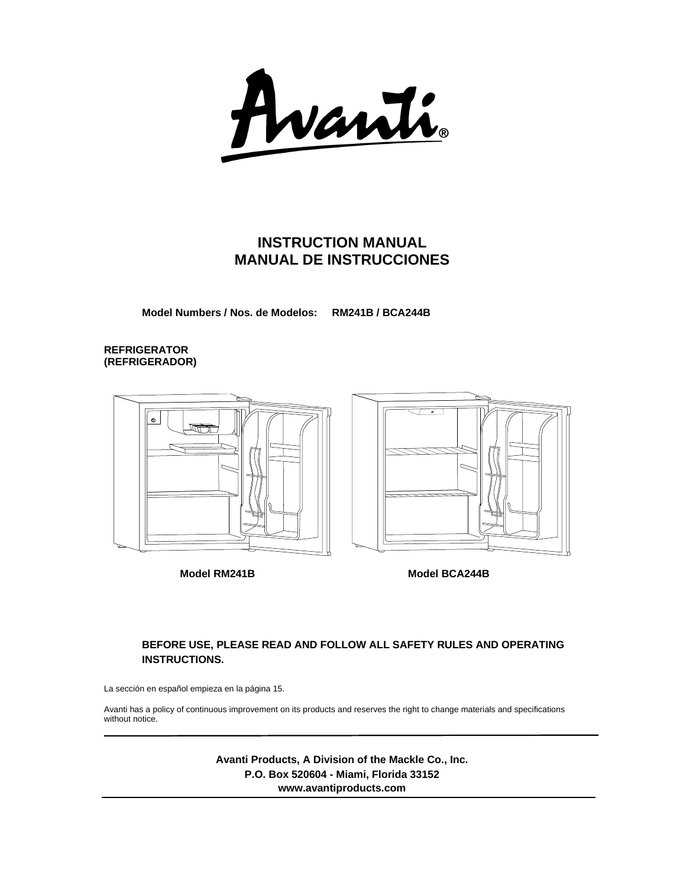Avanti®

# INSTRUCTION MANUAL
# MANUAL DE INSTRUCCIONES

**Model Numbers / Nos. de Modelos: RM241B / BCA244B**

**REFRIGERATOR**
**(REFRIGERADOR)**

**Model RM241B** **Model BCA244B**

**BEFORE USE, PLEASE READ AND FOLLOW ALL SAFETY RULES AND OPERATING INSTRUCTIONS.**

La sección en español empieza en la página 15.

Avanti has a policy of continuous improvement on its products and reserves the right to change materials and specifications without notice.

---

**Avanti Products, A Division of the Mackle Co., Inc.**
**P.O. Box 520604 - Miami, Florida 33152**
**www.avantiproducts.com**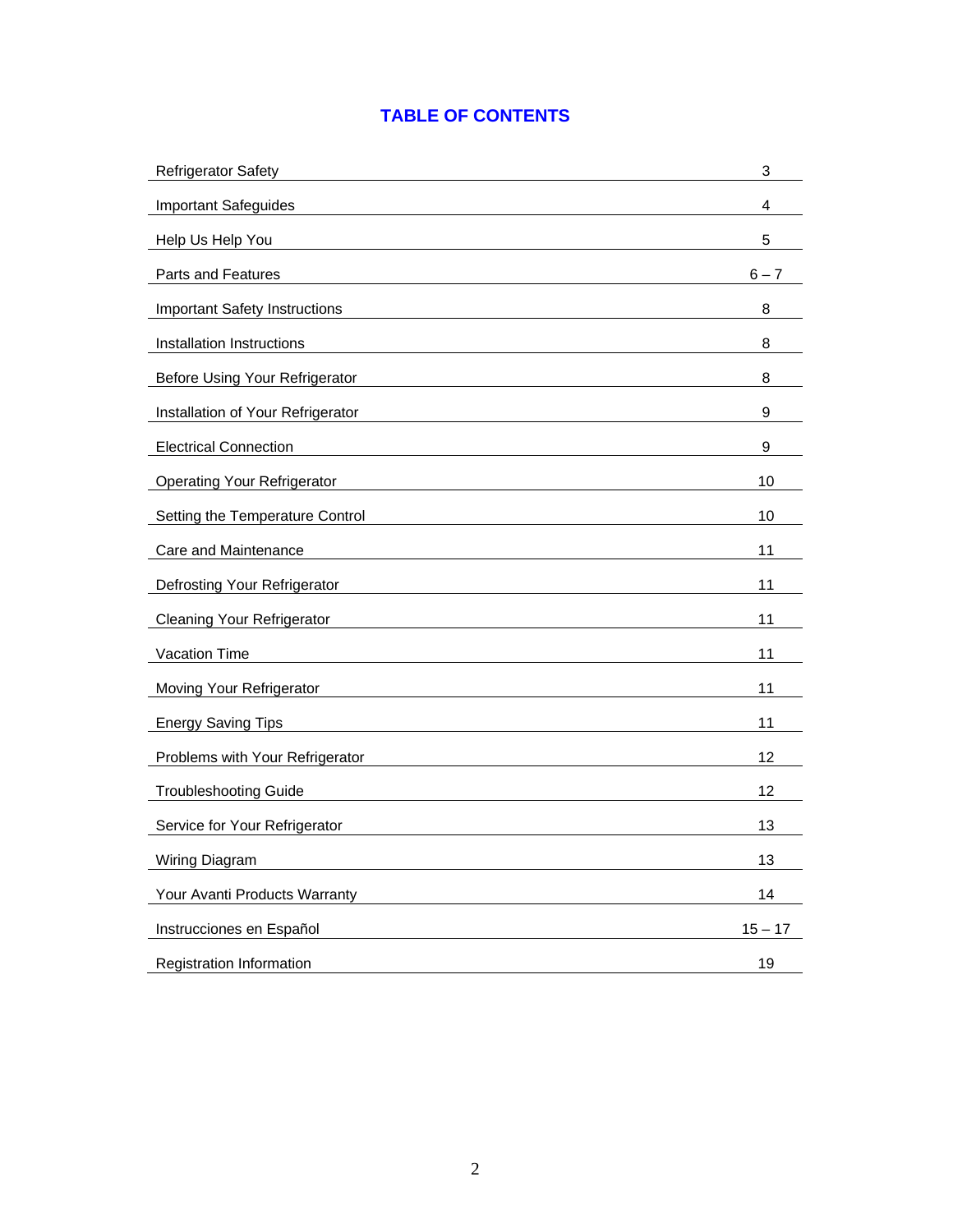# TABLE OF CONTENTS

| | |
|---|---|
| Refrigerator Safety | 3 |
| Important Safeguides | 4 |
| Help Us Help You | 5 |
| Parts and Features | 6 – 7 |
| Important Safety Instructions | 8 |
| Installation Instructions | 8 |
| Before Using Your Refrigerator | 8 |
| Installation of Your Refrigerator | 9 |
| Electrical Connection | 9 |
| Operating Your Refrigerator | 10 |
| Setting the Temperature Control | 10 |
| Care and Maintenance | 11 |
| Defrosting Your Refrigerator | 11 |
| Cleaning Your Refrigerator | 11 |
| Vacation Time | 11 |
| Moving Your Refrigerator | 11 |
| Energy Saving Tips | 11 |
| Problems with Your Refrigerator | 12 |
| Troubleshooting Guide | 12 |
| Service for Your Refrigerator | 13 |
| Wiring Diagram | 13 |
| Your Avanti Products Warranty | 14 |
| Instrucciones en Español | 15 – 17 |
| Registration Information | 19 |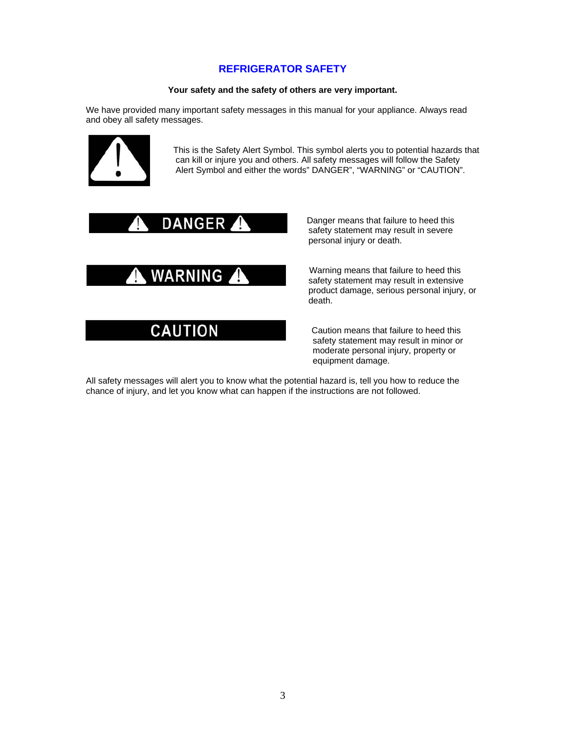## REFRIGERATOR SAFETY

**Your safety and the safety of others are very important.**

We have provided many important safety messages in this manual for your appliance. Always read and obey all safety messages.

This is the Safety Alert Symbol. This symbol alerts you to potential hazards that can kill or injure you and others. All safety messages will follow the Safety Alert Symbol and either the words" DANGER", "WARNING" or "CAUTION".

**DANGER**

Danger means that failure to heed this safety statement may result in severe personal injury or death.

**WARNING**

Warning means that failure to heed this safety statement may result in extensive product damage, serious personal injury, or death.

**CAUTION**

Caution means that failure to heed this safety statement may result in minor or moderate personal injury, property or equipment damage.

All safety messages will alert you to know what the potential hazard is, tell you how to reduce the chance of injury, and let you know what can happen if the instructions are not followed.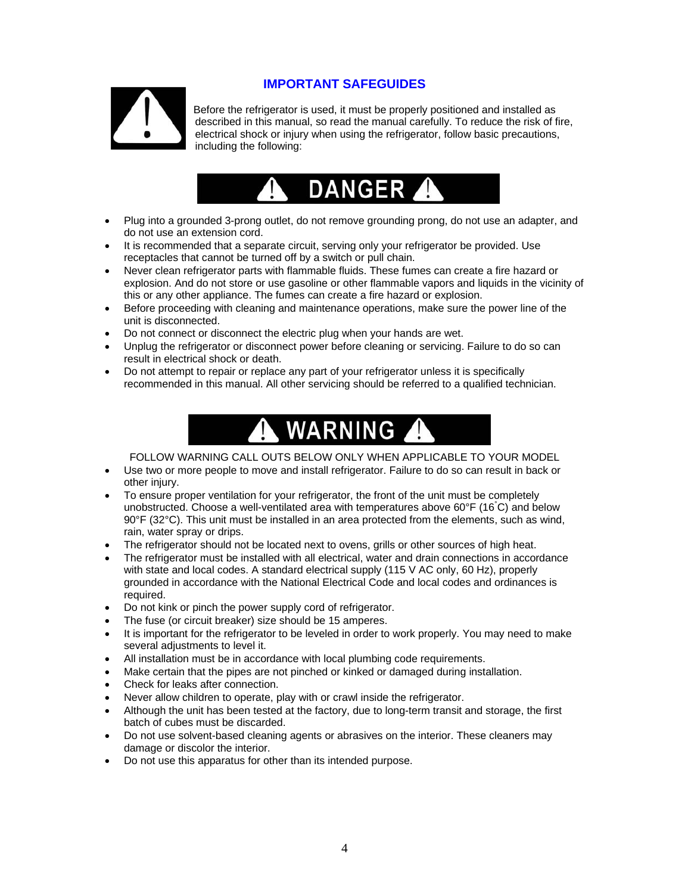## IMPORTANT SAFEGUIDES

Before the refrigerator is used, it must be properly positioned and installed as described in this manual, so read the manual carefully. To reduce the risk of fire, electrical shock or injury when using the refrigerator, follow basic precautions, including the following:

### DANGER

- Plug into a grounded 3-prong outlet, do not remove grounding prong, do not use an adapter, and do not use an extension cord.
- It is recommended that a separate circuit, serving only your refrigerator be provided. Use receptacles that cannot be turned off by a switch or pull chain.
- Never clean refrigerator parts with flammable fluids. These fumes can create a fire hazard or explosion. And do not store or use gasoline or other flammable vapors and liquids in the vicinity of this or any other appliance. The fumes can create a fire hazard or explosion.
- Before proceeding with cleaning and maintenance operations, make sure the power line of the unit is disconnected.
- Do not connect or disconnect the electric plug when your hands are wet.
- Unplug the refrigerator or disconnect power before cleaning or servicing. Failure to do so can result in electrical shock or death.
- Do not attempt to repair or replace any part of your refrigerator unless it is specifically recommended in this manual. All other servicing should be referred to a qualified technician.

### WARNING

FOLLOW WARNING CALL OUTS BELOW ONLY WHEN APPLICABLE TO YOUR MODEL

- Use two or more people to move and install refrigerator. Failure to do so can result in back or other injury.
- To ensure proper ventilation for your refrigerator, the front of the unit must be completely unobstructed. Choose a well-ventilated area with temperatures above 60°F (16°C) and below 90°F (32°C). This unit must be installed in an area protected from the elements, such as wind, rain, water spray or drips.
- The refrigerator should not be located next to ovens, grills or other sources of high heat.
- The refrigerator must be installed with all electrical, water and drain connections in accordance with state and local codes. A standard electrical supply (115 V AC only, 60 Hz), properly grounded in accordance with the National Electrical Code and local codes and ordinances is required.
- Do not kink or pinch the power supply cord of refrigerator.
- The fuse (or circuit breaker) size should be 15 amperes.
- It is important for the refrigerator to be leveled in order to work properly. You may need to make several adjustments to level it.
- All installation must be in accordance with local plumbing code requirements.
- Make certain that the pipes are not pinched or kinked or damaged during installation.
- Check for leaks after connection.
- Never allow children to operate, play with or crawl inside the refrigerator.
- Although the unit has been tested at the factory, due to long-term transit and storage, the first batch of cubes must be discarded.
- Do not use solvent-based cleaning agents or abrasives on the interior. These cleaners may damage or discolor the interior.
- Do not use this apparatus for other than its intended purpose.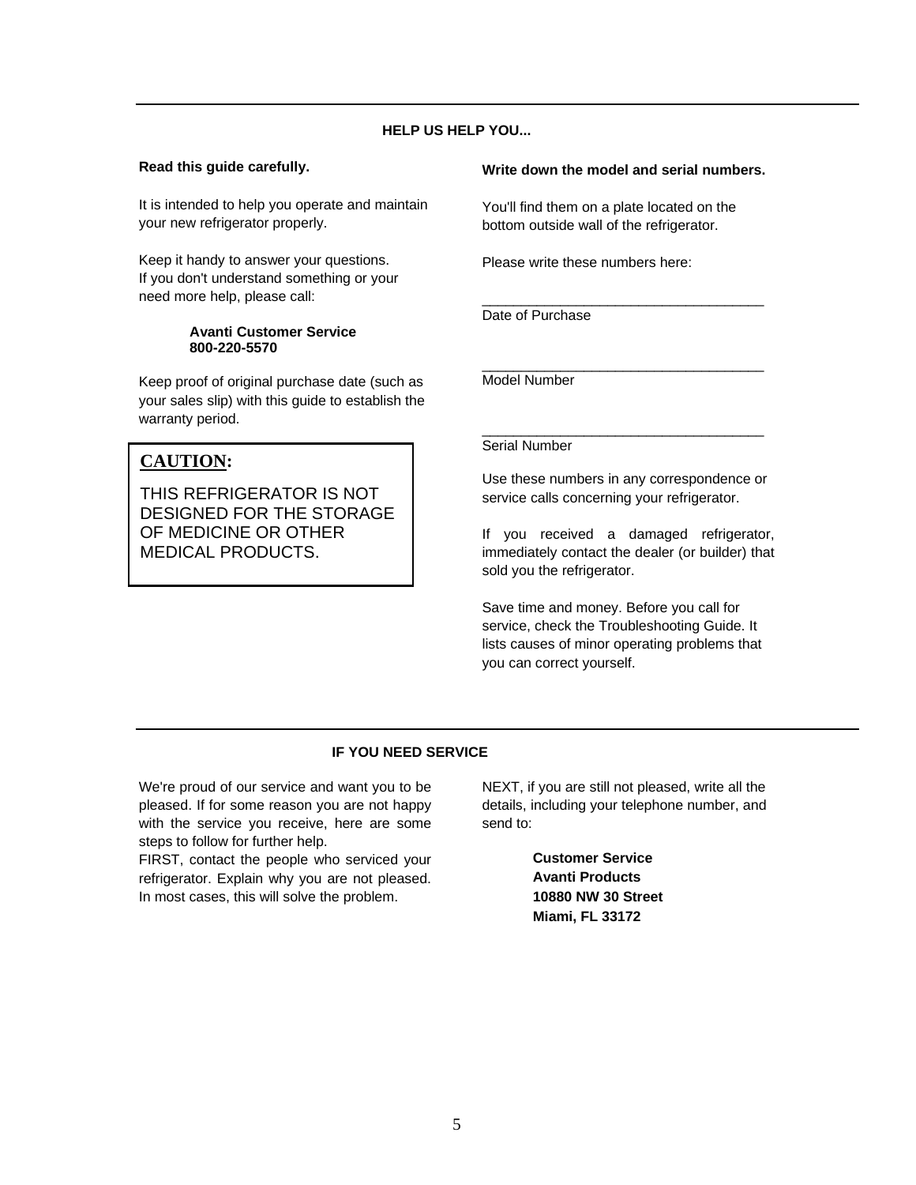## HELP US HELP YOU...

**Read this guide carefully.**

It is intended to help you operate and maintain your new refrigerator properly.

Keep it handy to answer your questions. If you don't understand something or your need more help, please call:

**Avanti Customer Service**
**800-220-5570**

Keep proof of original purchase date (such as your sales slip) with this guide to establish the warranty period.

> **CAUTION:**
>
> THIS REFRIGERATOR IS NOT DESIGNED FOR THE STORAGE OF MEDICINE OR OTHER MEDICAL PRODUCTS.

**Write down the model and serial numbers.**

You'll find them on a plate located on the bottom outside wall of the refrigerator.

Please write these numbers here:

____________________________________
Date of Purchase

____________________________________
Model Number

____________________________________
Serial Number

Use these numbers in any correspondence or service calls concerning your refrigerator.

If you received a damaged refrigerator, immediately contact the dealer (or builder) that sold you the refrigerator.

Save time and money. Before you call for service, check the Troubleshooting Guide. It lists causes of minor operating problems that you can correct yourself.

## IF YOU NEED SERVICE

We're proud of our service and want you to be pleased. If for some reason you are not happy with the service you receive, here are some steps to follow for further help.

FIRST, contact the people who serviced your refrigerator. Explain why you are not pleased. In most cases, this will solve the problem.

NEXT, if you are still not pleased, write all the details, including your telephone number, and send to:

**Customer Service**
**Avanti Products**
**10880 NW 30 Street**
**Miami, FL 33172**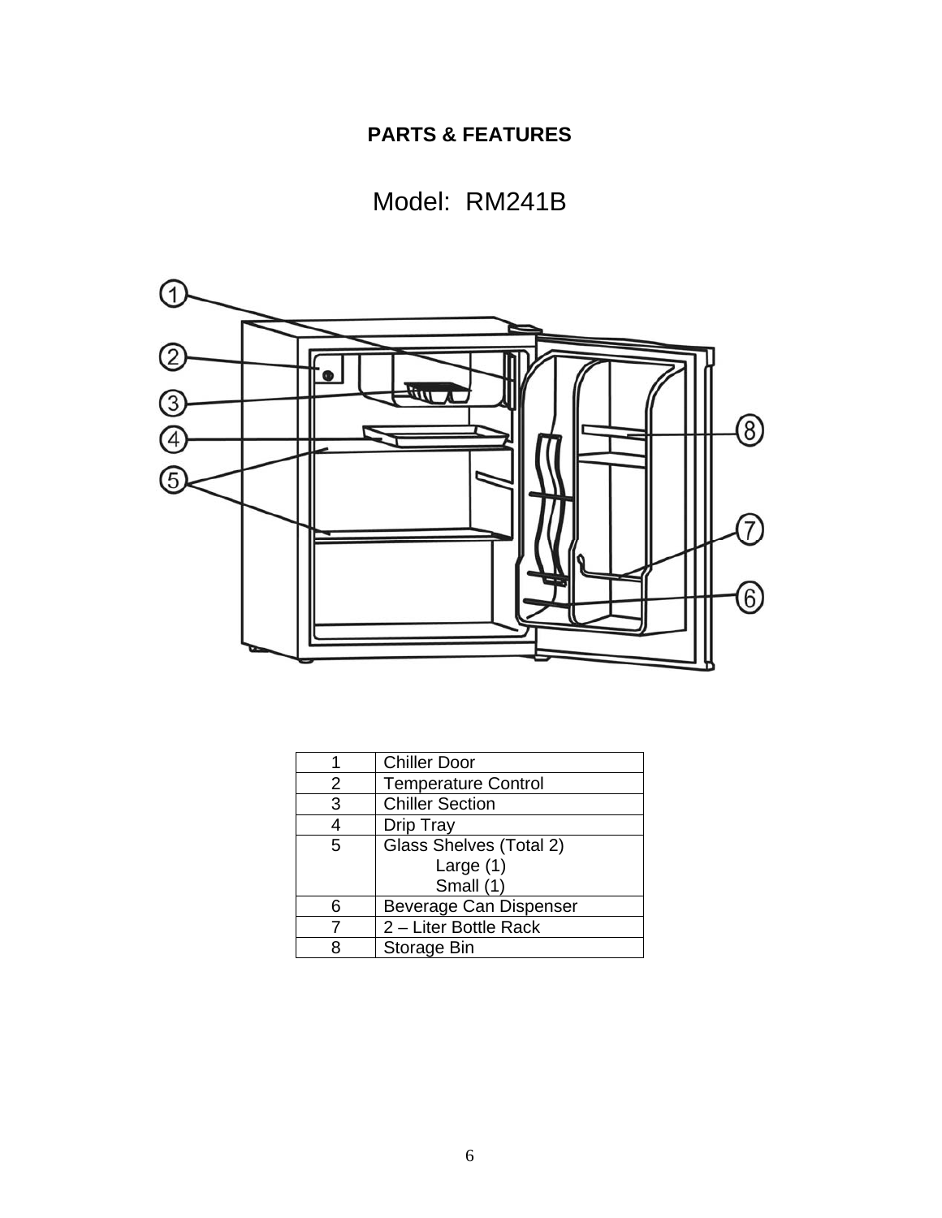# PARTS & FEATURES

## Model: RM241B

| | |
|---|---|
| 1 | Chiller Door |
| 2 | Temperature Control |
| 3 | Chiller Section |
| 4 | Drip Tray |
| 5 | Glass Shelves (Total 2)<br>Large (1)<br>Small (1) |
| 6 | Beverage Can Dispenser |
| 7 | 2 – Liter Bottle Rack |
| 8 | Storage Bin |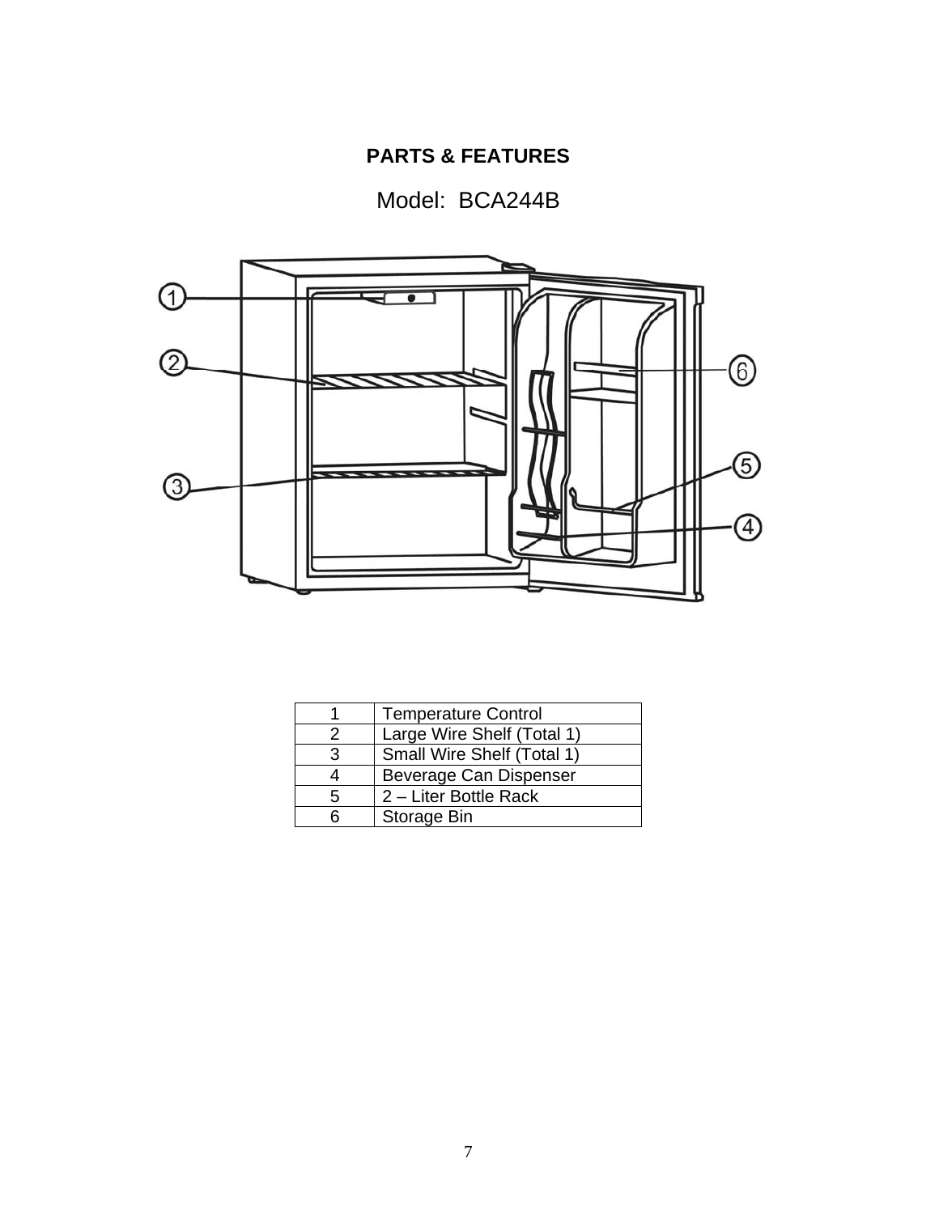## PARTS & FEATURES

Model: BCA244B

| | |
|---|---|
| 1 | Temperature Control |
| 2 | Large Wire Shelf (Total 1) |
| 3 | Small Wire Shelf (Total 1) |
| 4 | Beverage Can Dispenser |
| 5 | 2 – Liter Bottle Rack |
| 6 | Storage Bin |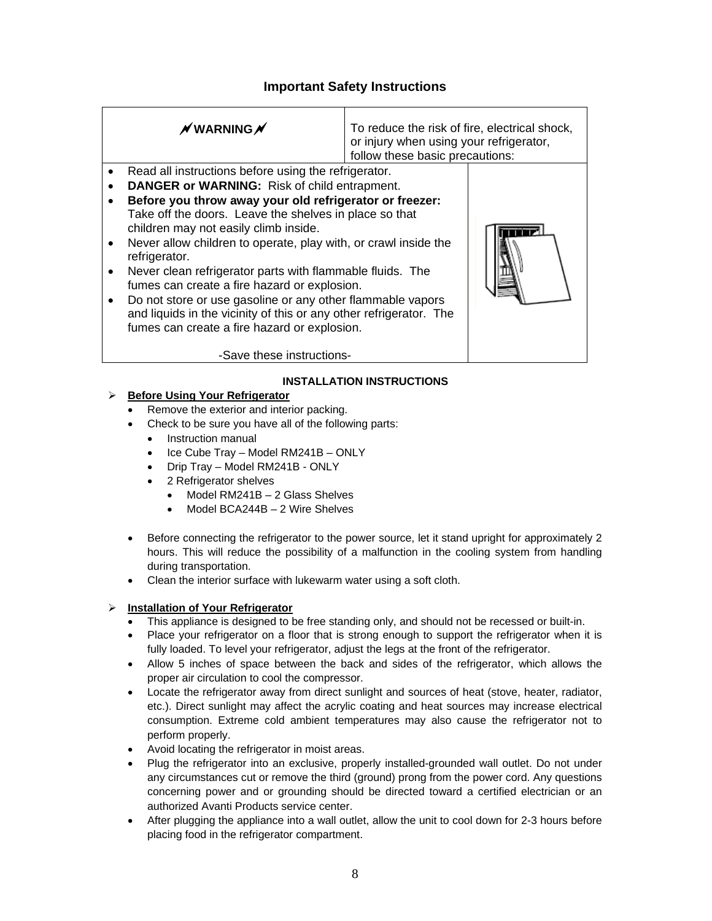# Important Safety Instructions

| ⚡WARNING⚡ | To reduce the risk of fire, electrical shock, or injury when using your refrigerator, follow these basic precautions: |
|---|---|

- Read all instructions before using the refrigerator.
- **DANGER or WARNING:** Risk of child entrapment.
- **Before you throw away your old refrigerator or freezer:** Take off the doors. Leave the shelves in place so that children may not easily climb inside.
- Never allow children to operate, play with, or crawl inside the refrigerator.
- Never clean refrigerator parts with flammable fluids. The fumes can create a fire hazard or explosion.
- Do not store or use gasoline or any other flammable vapors and liquids in the vicinity of this or any other refrigerator. The fumes can create a fire hazard or explosion.

-Save these instructions-

## INSTALLATION INSTRUCTIONS

### **Before Using Your Refrigerator**

- Remove the exterior and interior packing.
- Check to be sure you have all of the following parts:
  - Instruction manual
  - Ice Cube Tray – Model RM241B – ONLY
  - Drip Tray – Model RM241B - ONLY
  - 2 Refrigerator shelves
    - Model RM241B – 2 Glass Shelves
    - Model BCA244B – 2 Wire Shelves
- Before connecting the refrigerator to the power source, let it stand upright for approximately 2 hours. This will reduce the possibility of a malfunction in the cooling system from handling during transportation.
- Clean the interior surface with lukewarm water using a soft cloth.

### **Installation of Your Refrigerator**

- This appliance is designed to be free standing only, and should not be recessed or built-in.
- Place your refrigerator on a floor that is strong enough to support the refrigerator when it is fully loaded. To level your refrigerator, adjust the legs at the front of the refrigerator.
- Allow 5 inches of space between the back and sides of the refrigerator, which allows the proper air circulation to cool the compressor.
- Locate the refrigerator away from direct sunlight and sources of heat (stove, heater, radiator, etc.). Direct sunlight may affect the acrylic coating and heat sources may increase electrical consumption. Extreme cold ambient temperatures may also cause the refrigerator not to perform properly.
- Avoid locating the refrigerator in moist areas.
- Plug the refrigerator into an exclusive, properly installed-grounded wall outlet. Do not under any circumstances cut or remove the third (ground) prong from the power cord. Any questions concerning power and or grounding should be directed toward a certified electrician or an authorized Avanti Products service center.
- After plugging the appliance into a wall outlet, allow the unit to cool down for 2-3 hours before placing food in the refrigerator compartment.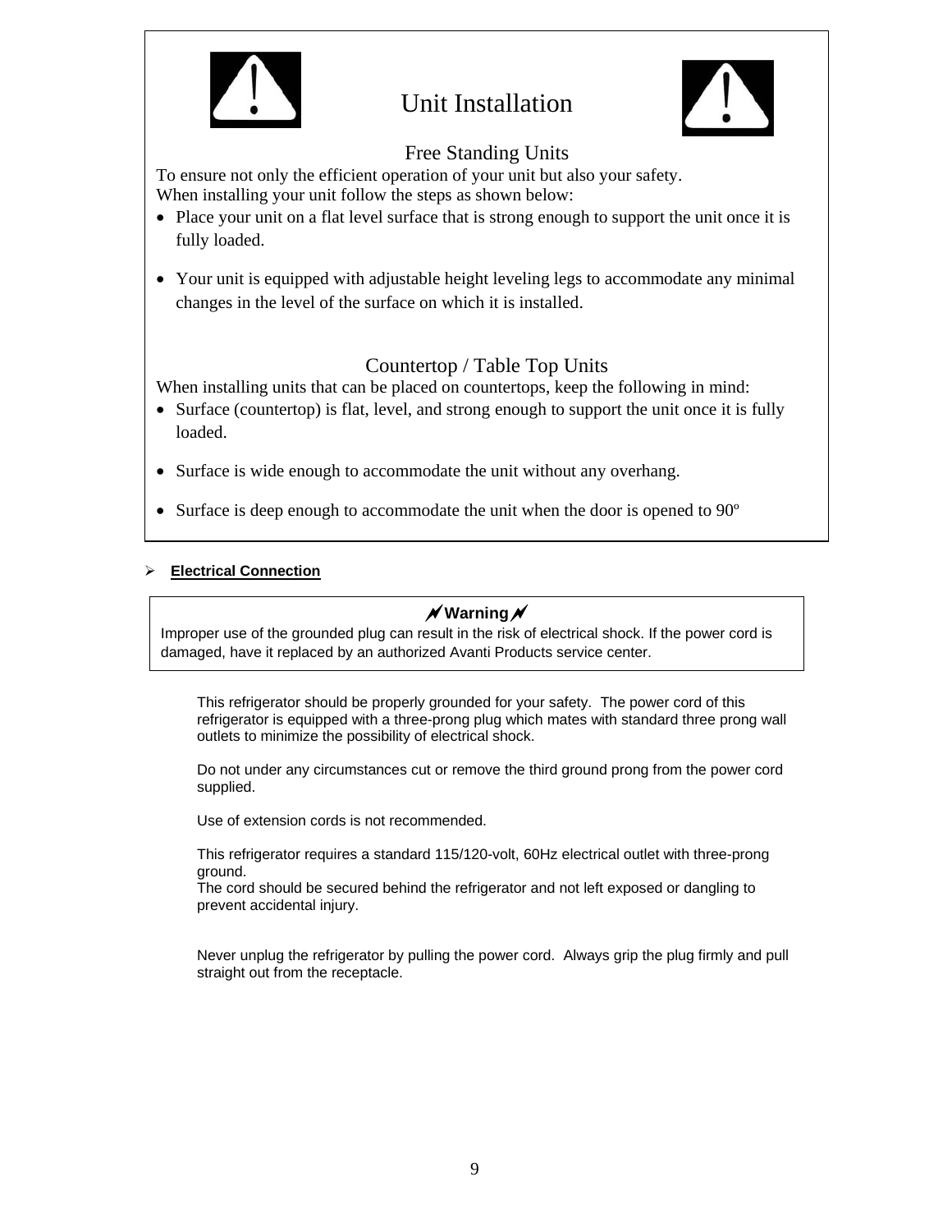# Unit Installation

## Free Standing Units

To ensure not only the efficient operation of your unit but also your safety.
When installing your unit follow the steps as shown below:

- Place your unit on a flat level surface that is strong enough to support the unit once it is fully loaded.
- Your unit is equipped with adjustable height leveling legs to accommodate any minimal changes in the level of the surface on which it is installed.

## Countertop / Table Top Units

When installing units that can be placed on countertops, keep the following in mind:

- Surface (countertop) is flat, level, and strong enough to support the unit once it is fully loaded.
- Surface is wide enough to accommodate the unit without any overhang.
- Surface is deep enough to accommodate the unit when the door is opened to 90º

## Electrical Connection

**Warning**

Improper use of the grounded plug can result in the risk of electrical shock. If the power cord is damaged, have it replaced by an authorized Avanti Products service center.

This refrigerator should be properly grounded for your safety. The power cord of this refrigerator is equipped with a three-prong plug which mates with standard three prong wall outlets to minimize the possibility of electrical shock.

Do not under any circumstances cut or remove the third ground prong from the power cord supplied.

Use of extension cords is not recommended.

This refrigerator requires a standard 115/120-volt, 60Hz electrical outlet with three-prong ground.
The cord should be secured behind the refrigerator and not left exposed or dangling to prevent accidental injury.

Never unplug the refrigerator by pulling the power cord. Always grip the plug firmly and pull straight out from the receptacle.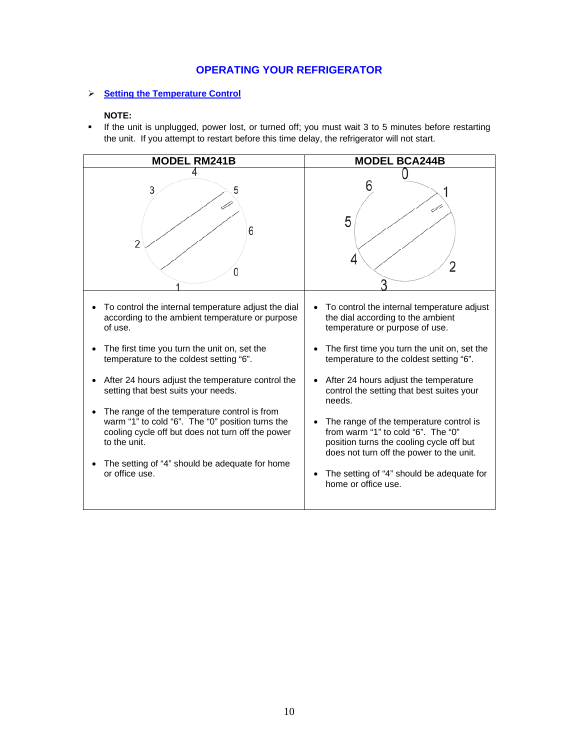# OPERATING YOUR REFRIGERATOR

- **Setting the Temperature Control**

**NOTE:**

- If the unit is unplugged, power lost, or turned off; you must wait 3 to 5 minutes before restarting the unit. If you attempt to restart before this time delay, the refrigerator will not start.

| MODEL RM241B | MODEL BCA244B |
|---|---|
| 4 3 5 2 6 0 1 | 0 6 1 5 4 2 3 |
| • To control the internal temperature adjust the dial according to the ambient temperature or purpose of use.<br>• The first time you turn the unit on, set the temperature to the coldest setting "6".<br>• After 24 hours adjust the temperature control the setting that best suits your needs.<br>• The range of the temperature control is from warm "1" to cold "6". The "0" position turns the cooling cycle off but does not turn off the power to the unit.<br>• The setting of "4" should be adequate for home or office use. | • To control the internal temperature adjust the dial according to the ambient temperature or purpose of use.<br>• The first time you turn the unit on, set the temperature to the coldest setting "6".<br>• After 24 hours adjust the temperature control the setting that best suites your needs.<br>• The range of the temperature control is from warm "1" to cold "6". The "0" position turns the cooling cycle off but does not turn off the power to the unit.<br>• The setting of "4" should be adequate for home or office use. |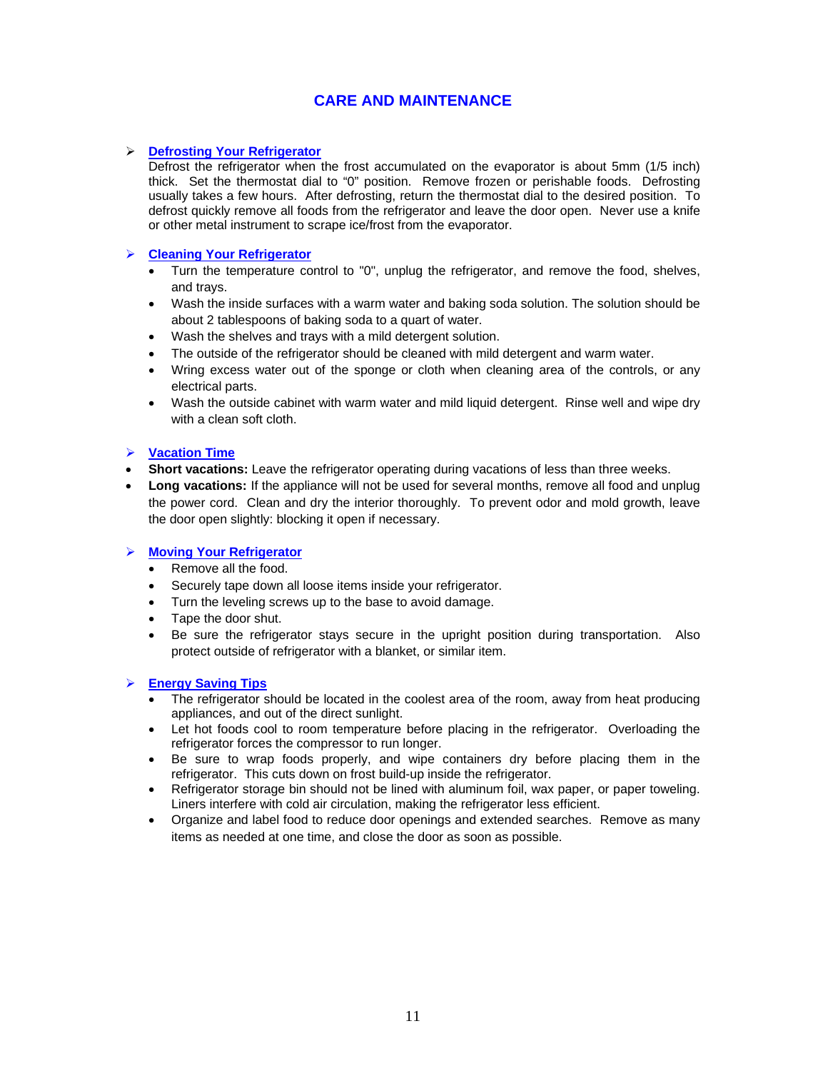# CARE AND MAINTENANCE

## Defrosting Your Refrigerator

Defrost the refrigerator when the frost accumulated on the evaporator is about 5mm (1/5 inch) thick. Set the thermostat dial to "0" position. Remove frozen or perishable foods. Defrosting usually takes a few hours. After defrosting, return the thermostat dial to the desired position. To defrost quickly remove all foods from the refrigerator and leave the door open. Never use a knife or other metal instrument to scrape ice/frost from the evaporator.

## Cleaning Your Refrigerator

- Turn the temperature control to "0", unplug the refrigerator, and remove the food, shelves, and trays.
- Wash the inside surfaces with a warm water and baking soda solution. The solution should be about 2 tablespoons of baking soda to a quart of water.
- Wash the shelves and trays with a mild detergent solution.
- The outside of the refrigerator should be cleaned with mild detergent and warm water.
- Wring excess water out of the sponge or cloth when cleaning area of the controls, or any electrical parts.
- Wash the outside cabinet with warm water and mild liquid detergent. Rinse well and wipe dry with a clean soft cloth.

## Vacation Time

- **Short vacations:** Leave the refrigerator operating during vacations of less than three weeks.
- **Long vacations:** If the appliance will not be used for several months, remove all food and unplug the power cord. Clean and dry the interior thoroughly. To prevent odor and mold growth, leave the door open slightly: blocking it open if necessary.

## Moving Your Refrigerator

- Remove all the food.
- Securely tape down all loose items inside your refrigerator.
- Turn the leveling screws up to the base to avoid damage.
- Tape the door shut.
- Be sure the refrigerator stays secure in the upright position during transportation. Also protect outside of refrigerator with a blanket, or similar item.

## Energy Saving Tips

- The refrigerator should be located in the coolest area of the room, away from heat producing appliances, and out of the direct sunlight.
- Let hot foods cool to room temperature before placing in the refrigerator. Overloading the refrigerator forces the compressor to run longer.
- Be sure to wrap foods properly, and wipe containers dry before placing them in the refrigerator. This cuts down on frost build-up inside the refrigerator.
- Refrigerator storage bin should not be lined with aluminum foil, wax paper, or paper toweling. Liners interfere with cold air circulation, making the refrigerator less efficient.
- Organize and label food to reduce door openings and extended searches. Remove as many items as needed at one time, and close the door as soon as possible.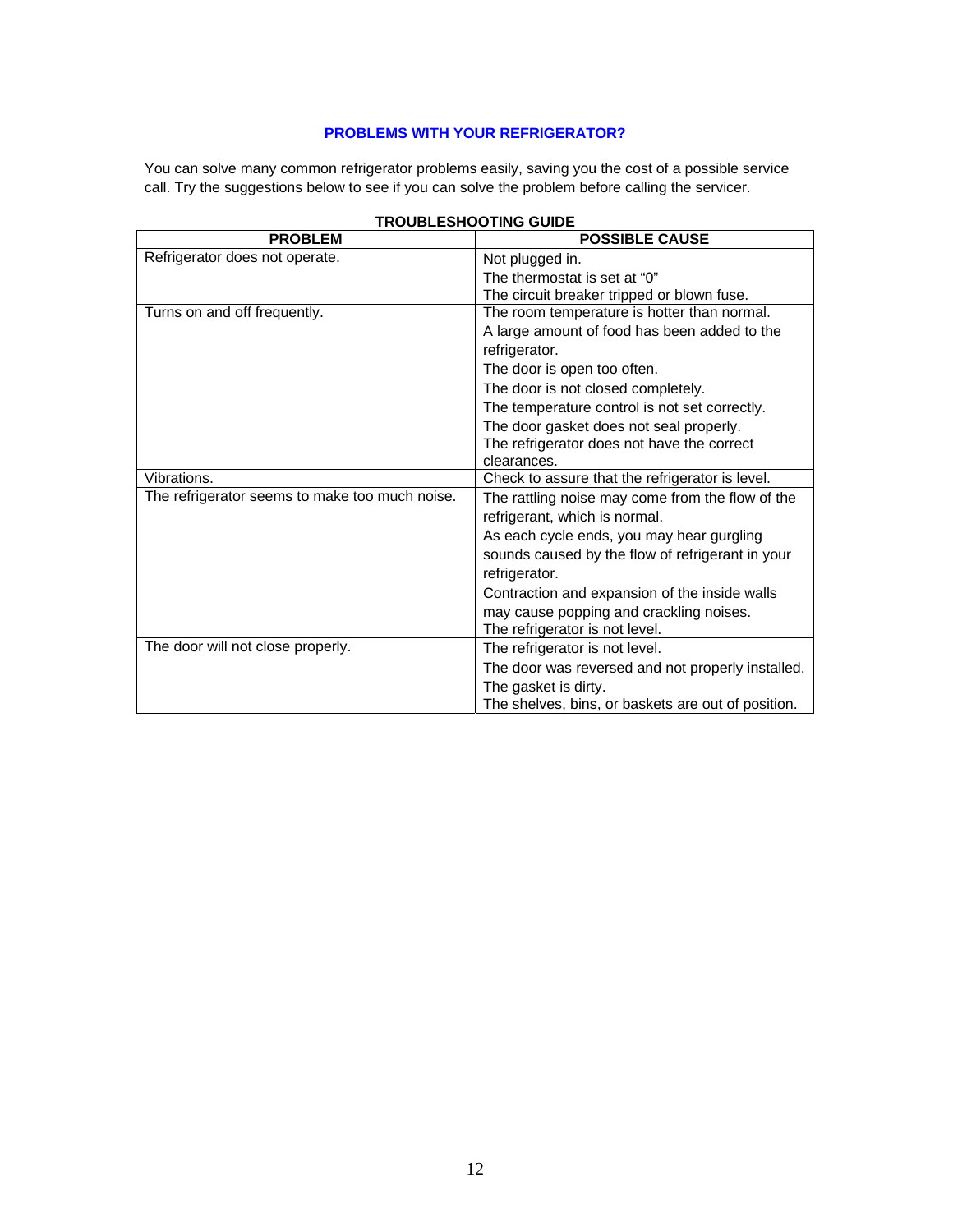## PROBLEMS WITH YOUR REFRIGERATOR?

You can solve many common refrigerator problems easily, saving you the cost of a possible service call. Try the suggestions below to see if you can solve the problem before calling the servicer.

**TROUBLESHOOTING GUIDE**

| PROBLEM | POSSIBLE CAUSE |
| --- | --- |
| Refrigerator does not operate. | Not plugged in.<br>The thermostat is set at "0"<br>The circuit breaker tripped or blown fuse. |
| Turns on and off frequently. | The room temperature is hotter than normal.<br>A large amount of food has been added to the refrigerator.<br>The door is open too often.<br>The door is not closed completely.<br>The temperature control is not set correctly.<br>The door gasket does not seal properly.<br>The refrigerator does not have the correct clearances. |
| Vibrations. | Check to assure that the refrigerator is level. |
| The refrigerator seems to make too much noise. | The rattling noise may come from the flow of the refrigerant, which is normal.<br>As each cycle ends, you may hear gurgling sounds caused by the flow of refrigerant in your refrigerator.<br>Contraction and expansion of the inside walls may cause popping and crackling noises.<br>The refrigerator is not level. |
| The door will not close properly. | The refrigerator is not level.<br>The door was reversed and not properly installed.<br>The gasket is dirty.<br>The shelves, bins, or baskets are out of position. |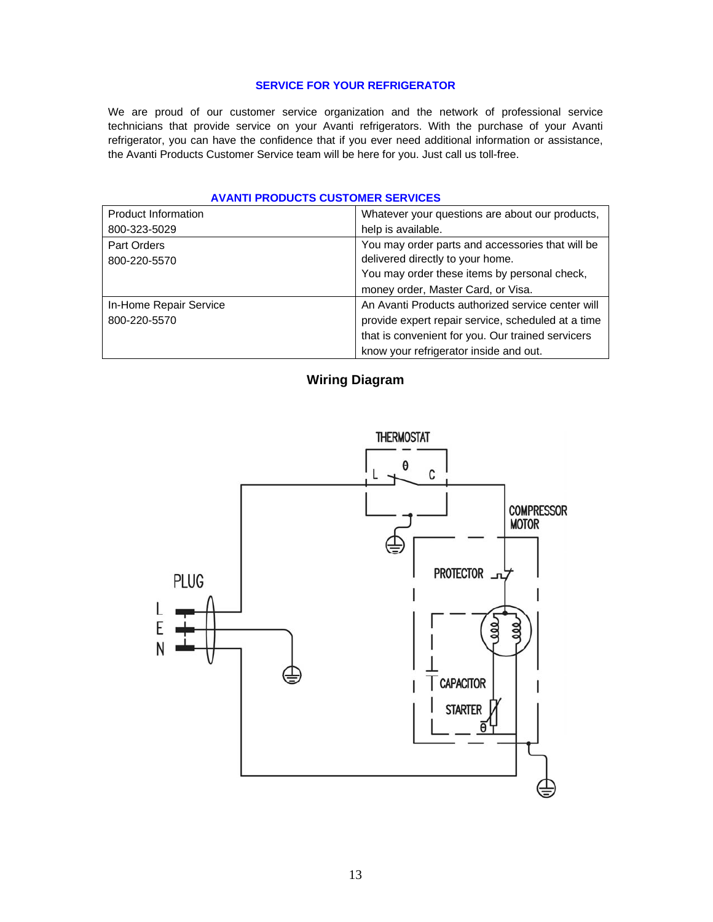## SERVICE FOR YOUR REFRIGERATOR

We are proud of our customer service organization and the network of professional service technicians that provide service on your Avanti refrigerators. With the purchase of your Avanti refrigerator, you can have the confidence that if you ever need additional information or assistance, the Avanti Products Customer Service team will be here for you. Just call us toll-free.

### AVANTI PRODUCTS CUSTOMER SERVICES

| | |
|---|---|
| Product Information<br>800-323-5029 | Whatever your questions are about our products, help is available. |
| Part Orders<br>800-220-5570 | You may order parts and accessories that will be delivered directly to your home.<br>You may order these items by personal check, money order, Master Card, or Visa. |
| In-Home Repair Service<br>800-220-5570 | An Avanti Products authorized service center will provide expert repair service, scheduled at a time that is convenient for you. Our trained servicers know your refrigerator inside and out. |

## Wiring Diagram

THERMOSTAT
L θ C
COMPRESSOR MOTOR
PROTECTOR
PLUG
L
E
N
CAPACITOR
STARTER θ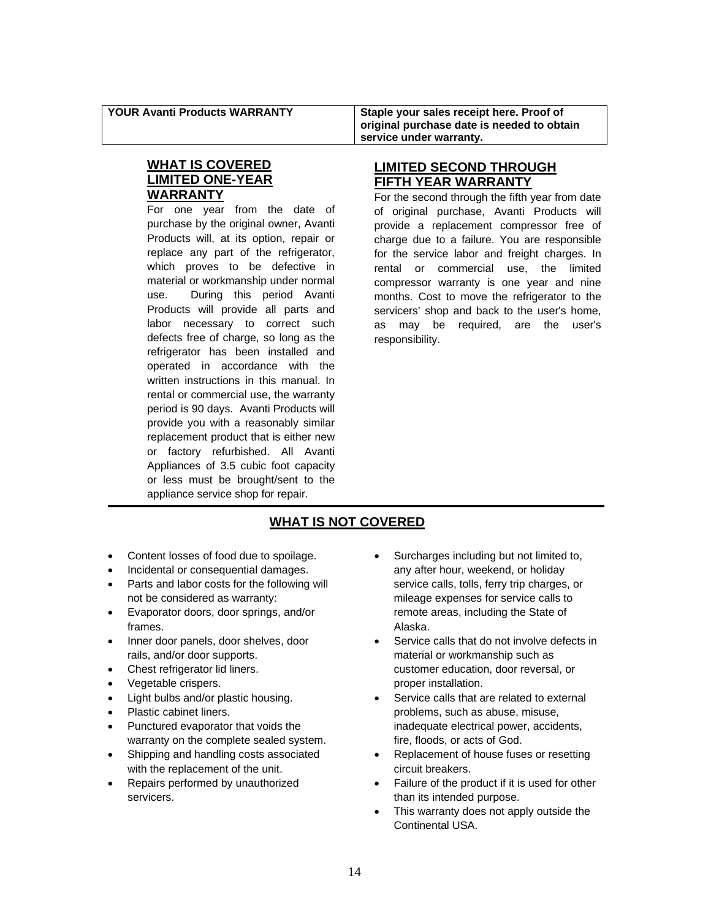| YOUR Avanti Products WARRANTY | Staple your sales receipt here. Proof of original purchase date is needed to obtain service under warranty. |
| --- | --- |

## WHAT IS COVERED LIMITED ONE-YEAR WARRANTY

For one year from the date of purchase by the original owner, Avanti Products will, at its option, repair or replace any part of the refrigerator, which proves to be defective in material or workmanship under normal use. During this period Avanti Products will provide all parts and labor necessary to correct such defects free of charge, so long as the refrigerator has been installed and operated in accordance with the written instructions in this manual. In rental or commercial use, the warranty period is 90 days. Avanti Products will provide you with a reasonably similar replacement product that is either new or factory refurbished. All Avanti Appliances of 3.5 cubic foot capacity or less must be brought/sent to the appliance service shop for repair.

## LIMITED SECOND THROUGH FIFTH YEAR WARRANTY

For the second through the fifth year from date of original purchase, Avanti Products will provide a replacement compressor free of charge due to a failure. You are responsible for the service labor and freight charges. In rental or commercial use, the limited compressor warranty is one year and nine months. Cost to move the refrigerator to the servicers' shop and back to the user's home, as may be required, are the user's responsibility.

## WHAT IS NOT COVERED

- Content losses of food due to spoilage.
- Incidental or consequential damages.
- Parts and labor costs for the following will not be considered as warranty:
- Evaporator doors, door springs, and/or frames.
- Inner door panels, door shelves, door rails, and/or door supports.
- Chest refrigerator lid liners.
- Vegetable crispers.
- Light bulbs and/or plastic housing.
- Plastic cabinet liners.
- Punctured evaporator that voids the warranty on the complete sealed system.
- Shipping and handling costs associated with the replacement of the unit.
- Repairs performed by unauthorized servicers.
- Surcharges including but not limited to, any after hour, weekend, or holiday service calls, tolls, ferry trip charges, or mileage expenses for service calls to remote areas, including the State of Alaska.
- Service calls that do not involve defects in material or workmanship such as customer education, door reversal, or proper installation.
- Service calls that are related to external problems, such as abuse, misuse, inadequate electrical power, accidents, fire, floods, or acts of God.
- Replacement of house fuses or resetting circuit breakers.
- Failure of the product if it is used for other than its intended purpose.
- This warranty does not apply outside the Continental USA.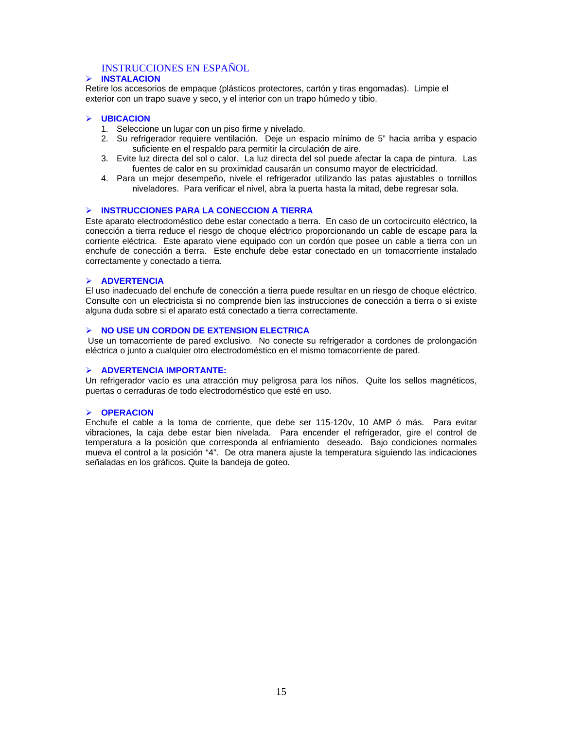# INSTRUCCIONES EN ESPAÑOL

## ➢ INSTALACION

Retire los accesorios de empaque (plásticos protectores, cartón y tiras engomadas). Limpie el exterior con un trapo suave y seco, y el interior con un trapo húmedo y tibio.

## ➢ UBICACION

1. Seleccione un lugar con un piso firme y nivelado.
2. Su refrigerador requiere ventilación. Deje un espacio mínimo de 5" hacia arriba y espacio suficiente en el respaldo para permitir la circulación de aire.
3. Evite luz directa del sol o calor. La luz directa del sol puede afectar la capa de pintura. Las fuentes de calor en su proximidad causarán un consumo mayor de electricidad.
4. Para un mejor desempeño, nivele el refrigerador utilizando las patas ajustables o tornillos niveladores. Para verificar el nivel, abra la puerta hasta la mitad, debe regresar sola.

## ➢ INSTRUCCIONES PARA LA CONECCION A TIERRA

Este aparato electrodoméstico debe estar conectado a tierra. En caso de un cortocircuito eléctrico, la conección a tierra reduce el riesgo de choque eléctrico proporcionando un cable de escape para la corriente eléctrica. Este aparato viene equipado con un cordón que posee un cable a tierra con un enchufe de conección a tierra. Este enchufe debe estar conectado en un tomacorriente instalado correctamente y conectado a tierra.

## ➢ ADVERTENCIA

El uso inadecuado del enchufe de conección a tierra puede resultar en un riesgo de choque eléctrico. Consulte con un electricista si no comprende bien las instrucciones de conección a tierra o si existe alguna duda sobre si el aparato está conectado a tierra correctamente.

## ➢ NO USE UN CORDON DE EXTENSION ELECTRICA

Use un tomacorriente de pared exclusivo. No conecte su refrigerador a cordones de prolongación eléctrica o junto a cualquier otro electrodoméstico en el mismo tomacorriente de pared.

## ➢ ADVERTENCIA IMPORTANTE:

Un refrigerador vacío es una atracción muy peligrosa para los niños. Quite los sellos magnéticos, puertas o cerraduras de todo electrodoméstico que esté en uso.

## ➢ OPERACION

Enchufe el cable a la toma de corriente, que debe ser 115-120v, 10 AMP ó más. Para evitar vibraciones, la caja debe estar bien nivelada. Para encender el refrigerador, gire el control de temperatura a la posición que corresponda al enfriamiento deseado. Bajo condiciones normales mueva el control a la posición "4". De otra manera ajuste la temperatura siguiendo las indicaciones señaladas en los gráficos. Quite la bandeja de goteo.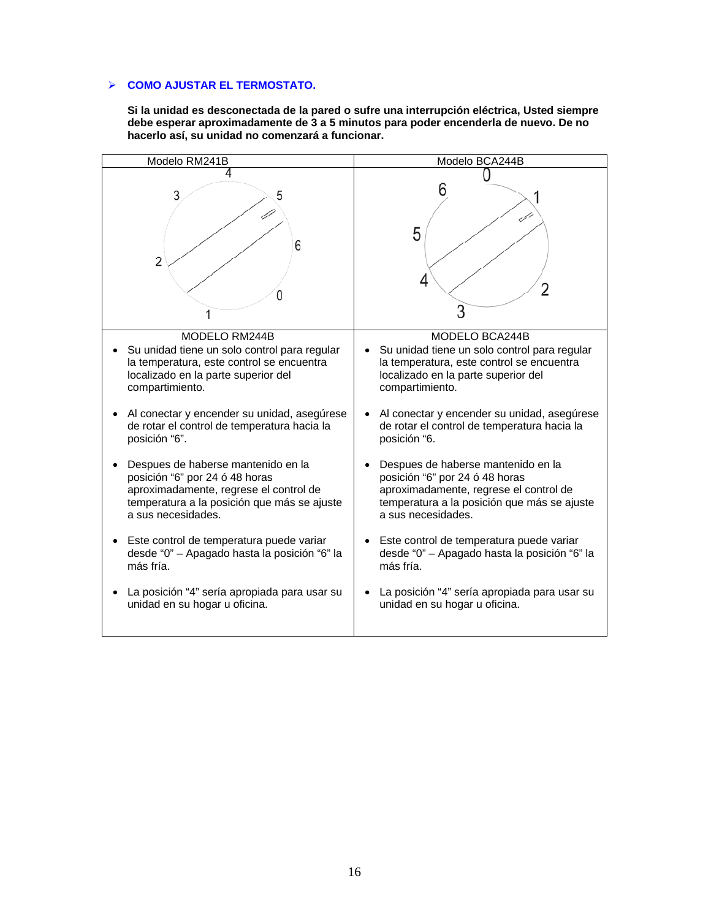## ➢ COMO AJUSTAR EL TERMOSTATO.

**Si la unidad es desconectada de la pared o sufre una interrupción eléctrica, Usted siempre debe esperar aproximadamente de 3 a 5 minutos para poder encenderla de nuevo. De no hacerlo así, su unidad no comenzará a funcionar.**

| Modelo RM241B | Modelo BCA244B |
|---|---|
| 4, 3, 5, 2, 6, 0, 1 | 0, 6, 1, 5, 4, 2, 3 |
| MODELO RM244B<br>• Su unidad tiene un solo control para regular la temperatura, este control se encuentra localizado en la parte superior del compartimiento.<br>• Al conectar y encender su unidad, asegúrese de rotar el control de temperatura hacia la posición "6".<br>• Despues de haberse mantenido en la posición "6" por 24 ó 48 horas aproximadamente, regrese el control de temperatura a la posición que más se ajuste a sus necesidades.<br>• Este control de temperatura puede variar desde "0" – Apagado hasta la posición "6" la más fría.<br>• La posición "4" sería apropiada para usar su unidad en su hogar u oficina. | MODELO BCA244B<br>• Su unidad tiene un solo control para regular la temperatura, este control se encuentra localizado en la parte superior del compartimiento.<br>• Al conectar y encender su unidad, asegúrese de rotar el control de temperatura hacia la posición "6.<br>• Despues de haberse mantenido en la posición "6" por 24 ó 48 horas aproximadamente, regrese el control de temperatura a la posición que más se ajuste a sus necesidades.<br>• Este control de temperatura puede variar desde "0" – Apagado hasta la posición "6" la más fría.<br>• La posición "4" sería apropiada para usar su unidad en su hogar u oficina. |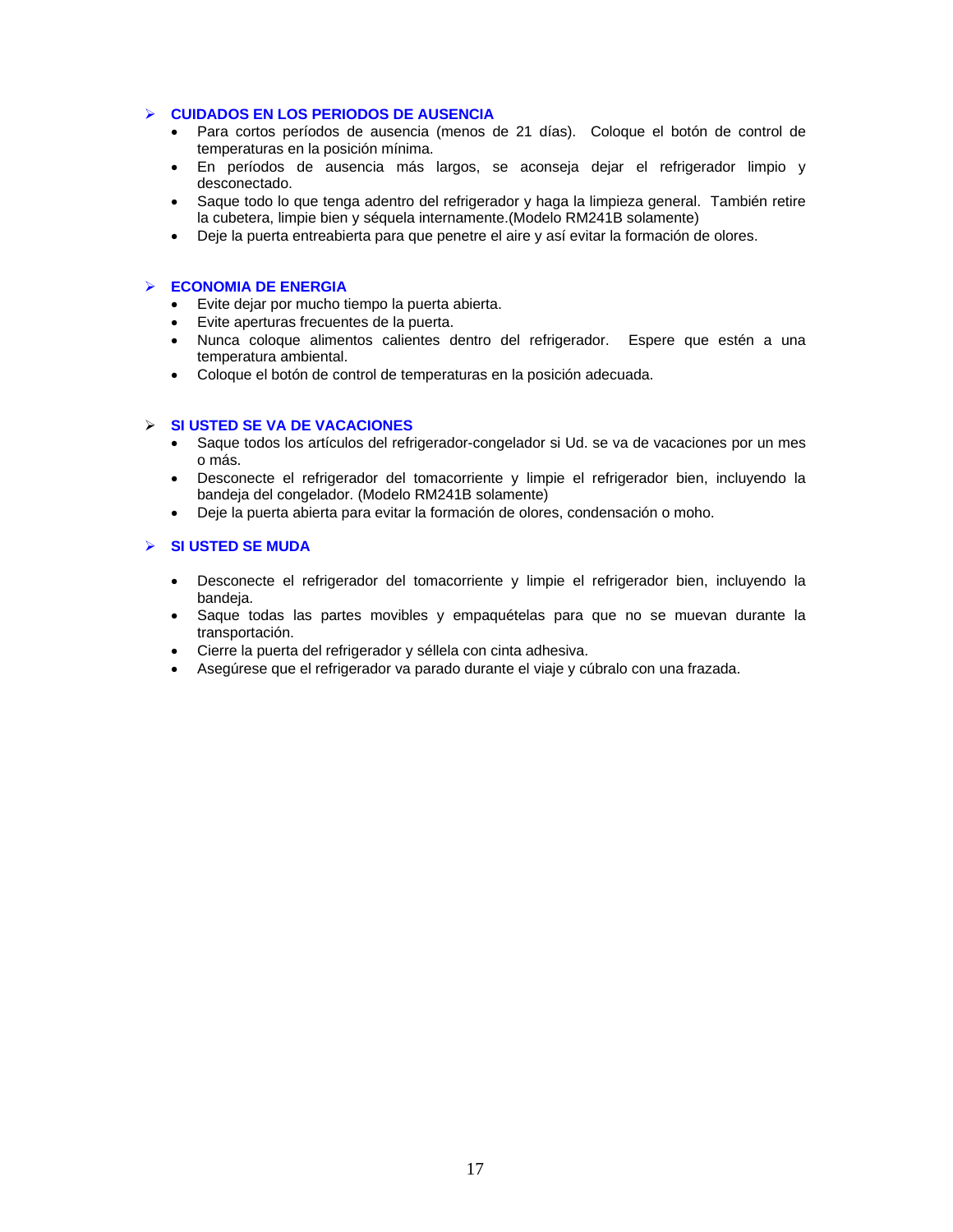## CUIDADOS EN LOS PERIODOS DE AUSENCIA

- Para cortos períodos de ausencia (menos de 21 días). Coloque el botón de control de temperaturas en la posición mínima.
- En períodos de ausencia más largos, se aconseja dejar el refrigerador limpio y desconectado.
- Saque todo lo que tenga adentro del refrigerador y haga la limpieza general. También retire la cubetera, limpie bien y séquela internamente.(Modelo RM241B solamente)
- Deje la puerta entreabierta para que penetre el aire y así evitar la formación de olores.

## ECONOMIA DE ENERGIA

- Evite dejar por mucho tiempo la puerta abierta.
- Evite aperturas frecuentes de la puerta.
- Nunca coloque alimentos calientes dentro del refrigerador. Espere que estén a una temperatura ambiental.
- Coloque el botón de control de temperaturas en la posición adecuada.

## SI USTED SE VA DE VACACIONES

- Saque todos los artículos del refrigerador-congelador si Ud. se va de vacaciones por un mes o más.
- Desconecte el refrigerador del tomacorriente y limpie el refrigerador bien, incluyendo la bandeja del congelador. (Modelo RM241B solamente)
- Deje la puerta abierta para evitar la formación de olores, condensación o moho.

## SI USTED SE MUDA

- Desconecte el refrigerador del tomacorriente y limpie el refrigerador bien, incluyendo la bandeja.
- Saque todas las partes movibles y empaquételas para que no se muevan durante la transportación.
- Cierre la puerta del refrigerador y séllela con cinta adhesiva.
- Asegúrese que el refrigerador va parado durante el viaje y cúbralo con una frazada.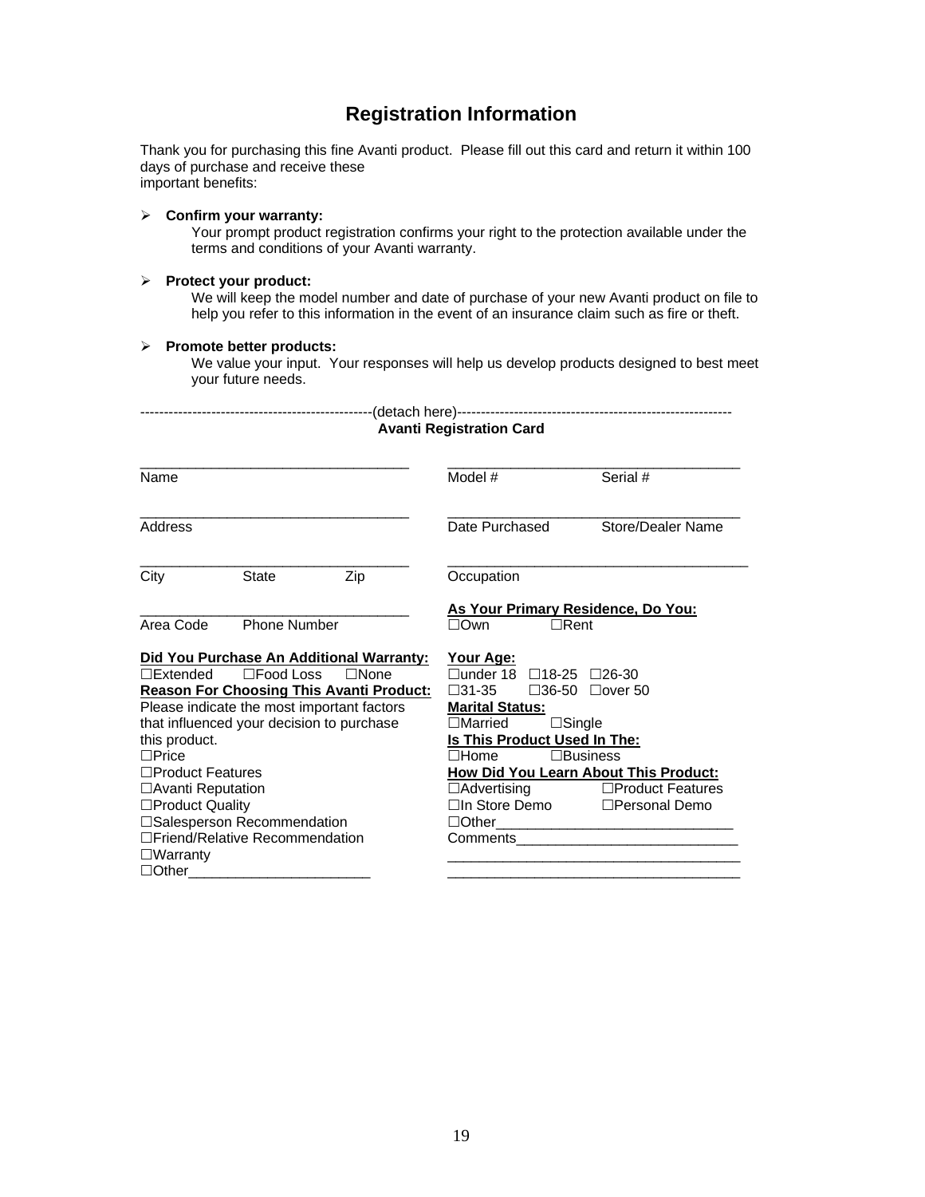# Registration Information

Thank you for purchasing this fine Avanti product. Please fill out this card and return it within 100 days of purchase and receive these important benefits:

- **Confirm your warranty:**
  Your prompt product registration confirms your right to the protection available under the terms and conditions of your Avanti warranty.

- **Protect your product:**
  We will keep the model number and date of purchase of your new Avanti product on file to help you refer to this information in the event of an insurance claim such as fire or theft.

- **Promote better products:**
  We value your input. Your responses will help us develop products designed to best meet your future needs.

------------------------------------------------(detach here)---------------------------------------------------------

**Avanti Registration Card**

___________________________________
Name

___________________________________
Address

___________________________________
City State Zip

___________________________________
Area Code Phone Number

___________________________________
Model # Serial #

___________________________________
Date Purchased Store/Dealer Name

___________________________________
Occupation

**As Your Primary Residence, Do You:**
☐Own ☐Rent

**Did You Purchase An Additional Warranty:**
☐Extended ☐Food Loss ☐None

**Reason For Choosing This Avanti Product:**
Please indicate the most important factors that influenced your decision to purchase this product.
☐Price
☐Product Features
☐Avanti Reputation
☐Product Quality
☐Salesperson Recommendation
☐Friend/Relative Recommendation
☐Warranty
☐Other_______________________

**Your Age:**
☐under 18 ☐18-25 ☐26-30
☐31-35 ☐36-50 ☐over 50

**Marital Status:**
☐Married ☐Single

**Is This Product Used In The:**
☐Home ☐Business

**How Did You Learn About This Product:**
☐Advertising ☐Product Features
☐In Store Demo ☐Personal Demo
☐Other_____________________________

Comments____________________________
_____________________________________
_____________________________________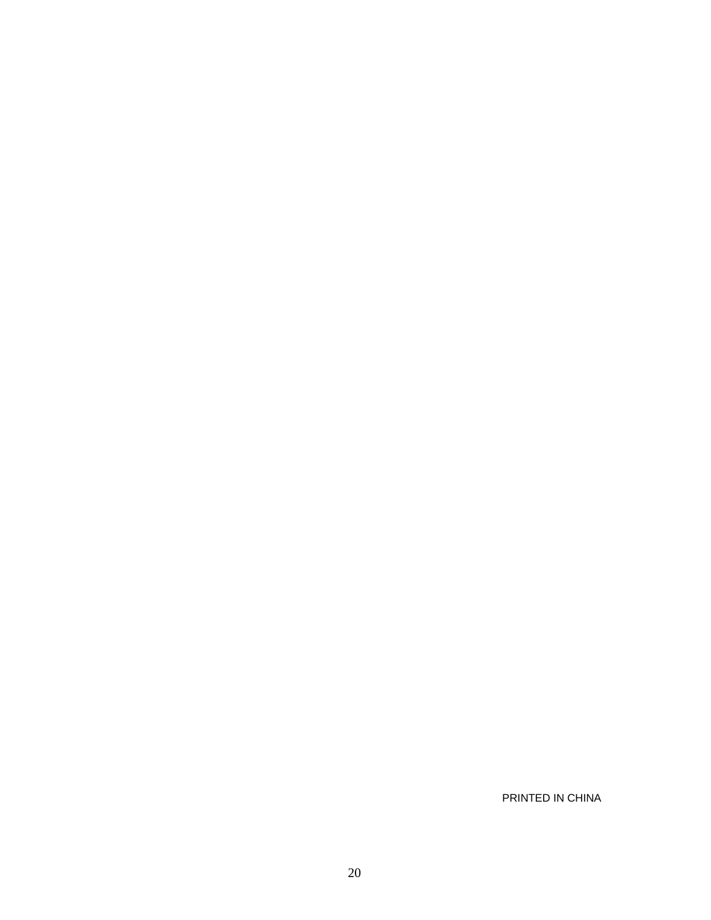PRINTED IN CHINA